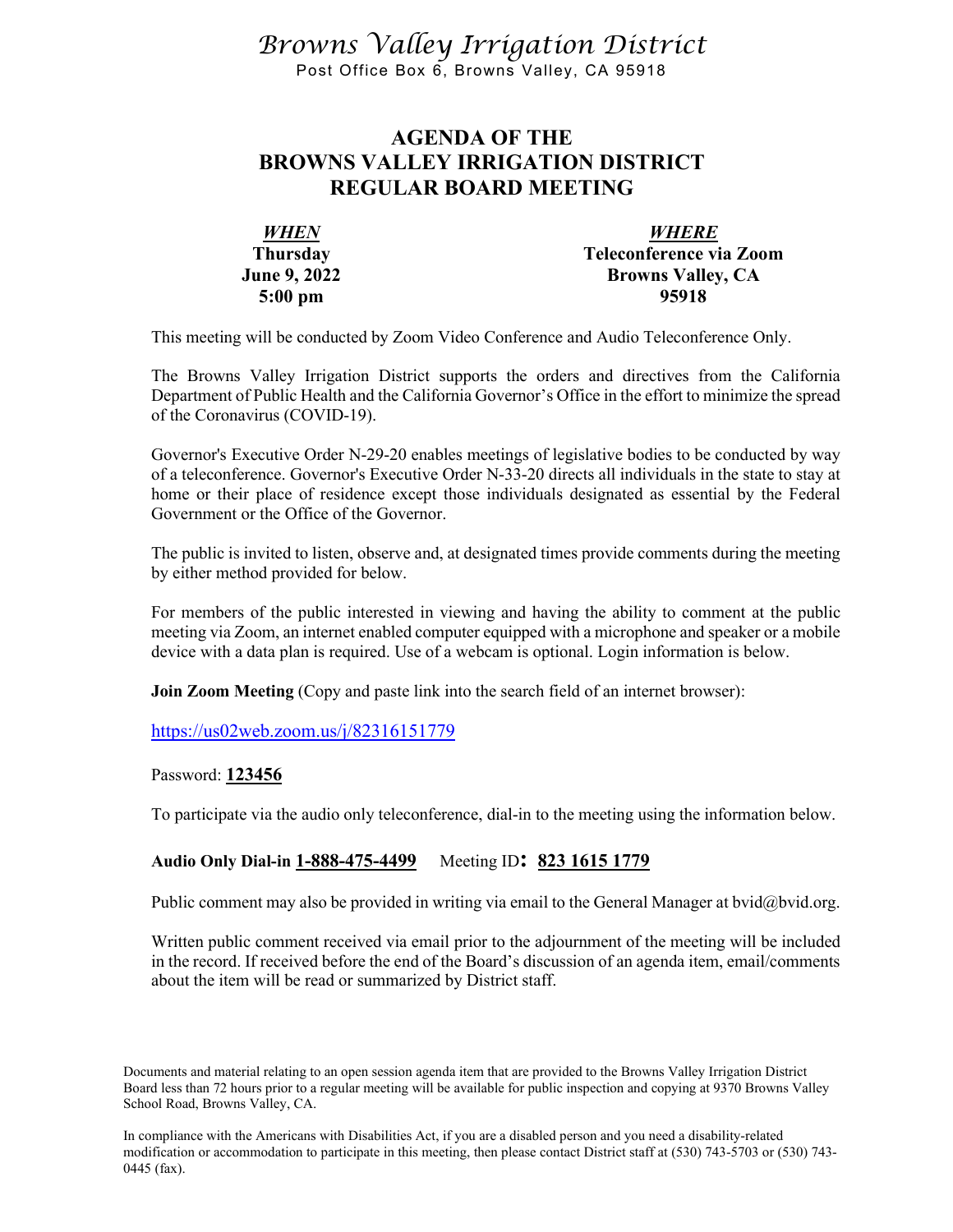# *Browns Valley Irrigation District*

Post Office Box 6, Browns Valley, CA 95918

## AGENDA OF THE BROWNS VALLEY IRRIGATION DISTRICT REGULAR BOARD MEETING

| ***WHEN*** | ***WHERE*** |
|---|---|
| **Thursday** | **Teleconference via Zoom** |
| **June 9, 2022** | **Browns Valley, CA** |
| **5:00 pm** | **95918** |

This meeting will be conducted by Zoom Video Conference and Audio Teleconference Only.

The Browns Valley Irrigation District supports the orders and directives from the California Department of Public Health and the California Governor's Office in the effort to minimize the spread of the Coronavirus (COVID-19).

Governor's Executive Order N-29-20 enables meetings of legislative bodies to be conducted by way of a teleconference. Governor's Executive Order N-33-20 directs all individuals in the state to stay at home or their place of residence except those individuals designated as essential by the Federal Government or the Office of the Governor.

The public is invited to listen, observe and, at designated times provide comments during the meeting by either method provided for below.

For members of the public interested in viewing and having the ability to comment at the public meeting via Zoom, an internet enabled computer equipped with a microphone and speaker or a mobile device with a data plan is required. Use of a webcam is optional. Login information is below.

**Join Zoom Meeting** (Copy and paste link into the search field of an internet browser):

https://us02web.zoom.us/j/82316151779

Password: **123456**

To participate via the audio only teleconference, dial-in to the meeting using the information below.

**Audio Only Dial-in 1-888-475-4499** Meeting ID**: 823 1615 1779**

Public comment may also be provided in writing via email to the General Manager at bvid@bvid.org.

Written public comment received via email prior to the adjournment of the meeting will be included in the record. If received before the end of the Board's discussion of an agenda item, email/comments about the item will be read or summarized by District staff.

Documents and material relating to an open session agenda item that are provided to the Browns Valley Irrigation District Board less than 72 hours prior to a regular meeting will be available for public inspection and copying at 9370 Browns Valley School Road, Browns Valley, CA.

In compliance with the Americans with Disabilities Act, if you are a disabled person and you need a disability-related modification or accommodation to participate in this meeting, then please contact District staff at (530) 743-5703 or (530) 743-0445 (fax).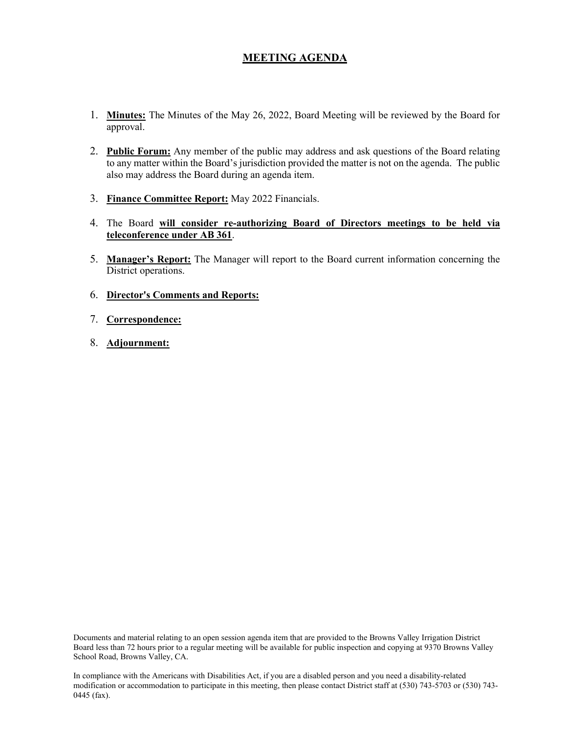# MEETING AGENDA

1. **Minutes:** The Minutes of the May 26, 2022, Board Meeting will be reviewed by the Board for approval.

2. **Public Forum:** Any member of the public may address and ask questions of the Board relating to any matter within the Board's jurisdiction provided the matter is not on the agenda. The public also may address the Board during an agenda item.

3. **Finance Committee Report:** May 2022 Financials.

4. The Board **will consider re-authorizing Board of Directors meetings to be held via teleconference under AB 361**.

5. **Manager's Report:** The Manager will report to the Board current information concerning the District operations.

6. **Director's Comments and Reports:**

7. **Correspondence:**

8. **Adjournment:**

Documents and material relating to an open session agenda item that are provided to the Browns Valley Irrigation District Board less than 72 hours prior to a regular meeting will be available for public inspection and copying at 9370 Browns Valley School Road, Browns Valley, CA.

In compliance with the Americans with Disabilities Act, if you are a disabled person and you need a disability-related modification or accommodation to participate in this meeting, then please contact District staff at (530) 743-5703 or (530) 743-0445 (fax).